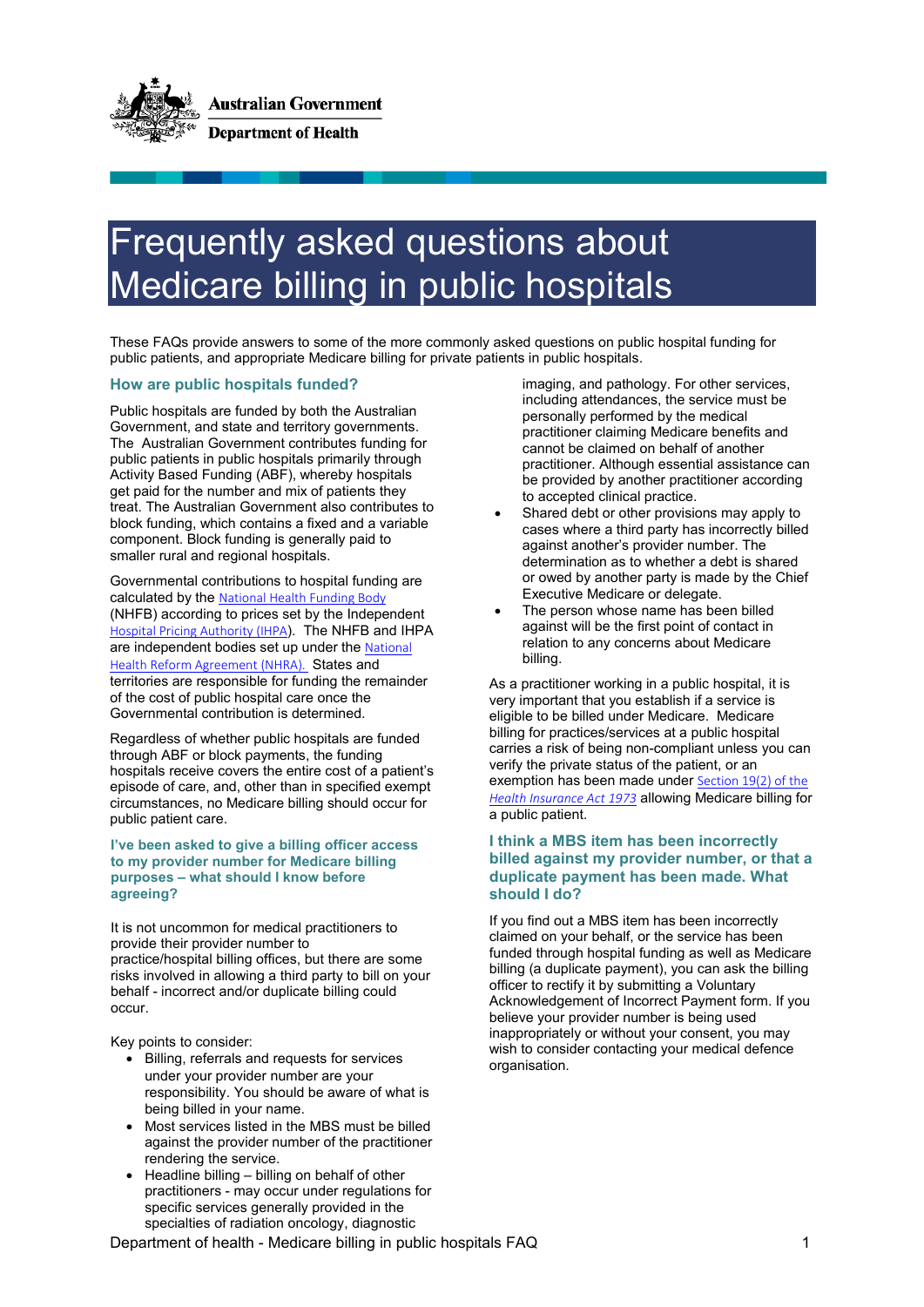Australian Government

Department of Health

# Frequently asked questions about Medicare billing in public hospitals

These FAQs provide answers to some of the more commonly asked questions on public hospital funding for public patients, and appropriate Medicare billing for private patients in public hospitals.

## How are public hospitals funded?

Public hospitals are funded by both the Australian Government, and state and territory governments. The Australian Government contributes funding for public patients in public hospitals primarily through Activity Based Funding (ABF), whereby hospitals get paid for the number and mix of patients they treat. The Australian Government also contributes to block funding, which contains a fixed and a variable component. Block funding is generally paid to smaller rural and regional hospitals.

Governmental contributions to hospital funding are calculated by the National Health Funding Body (NHFB) according to prices set by the Independent Hospital Pricing Authority (IHPA). The NHFB and IHPA are independent bodies set up under the National Health Reform Agreement (NHRA). States and territories are responsible for funding the remainder of the cost of public hospital care once the Governmental contribution is determined.

Regardless of whether public hospitals are funded through ABF or block payments, the funding hospitals receive covers the entire cost of a patient's episode of care, and, other than in specified exempt circumstances, no Medicare billing should occur for public patient care.

## I've been asked to give a billing officer access to my provider number for Medicare billing purposes – what should I know before agreeing?

It is not uncommon for medical practitioners to provide their provider number to practice/hospital billing offices, but there are some risks involved in allowing a third party to bill on your behalf - incorrect and/or duplicate billing could occur.

Key points to consider:

- Billing, referrals and requests for services under your provider number are your responsibility. You should be aware of what is being billed in your name.
- Most services listed in the MBS must be billed against the provider number of the practitioner rendering the service.
- Headline billing – billing on behalf of other practitioners - may occur under regulations for specific services generally provided in the specialties of radiation oncology, diagnostic imaging, and pathology. For other services, including attendances, the service must be personally performed by the medical practitioner claiming Medicare benefits and cannot be claimed on behalf of another practitioner. Although essential assistance can be provided by another practitioner according to accepted clinical practice.
- Shared debt or other provisions may apply to cases where a third party has incorrectly billed against another's provider number. The determination as to whether a debt is shared or owed by another party is made by the Chief Executive Medicare or delegate.
- The person whose name has been billed against will be the first point of contact in relation to any concerns about Medicare billing.

As a practitioner working in a public hospital, it is very important that you establish if a service is eligible to be billed under Medicare. Medicare billing for practices/services at a public hospital carries a risk of being non-compliant unless you can verify the private status of the patient, or an exemption has been made under Section 19(2) of the *Health Insurance Act 1973* allowing Medicare billing for a public patient.

## I think a MBS item has been incorrectly billed against my provider number, or that a duplicate payment has been made. What should I do?

If you find out a MBS item has been incorrectly claimed on your behalf, or the service has been funded through hospital funding as well as Medicare billing (a duplicate payment), you can ask the billing officer to rectify it by submitting a Voluntary Acknowledgement of Incorrect Payment form. If you believe your provider number is being used inappropriately or without your consent, you may wish to consider contacting your medical defence organisation.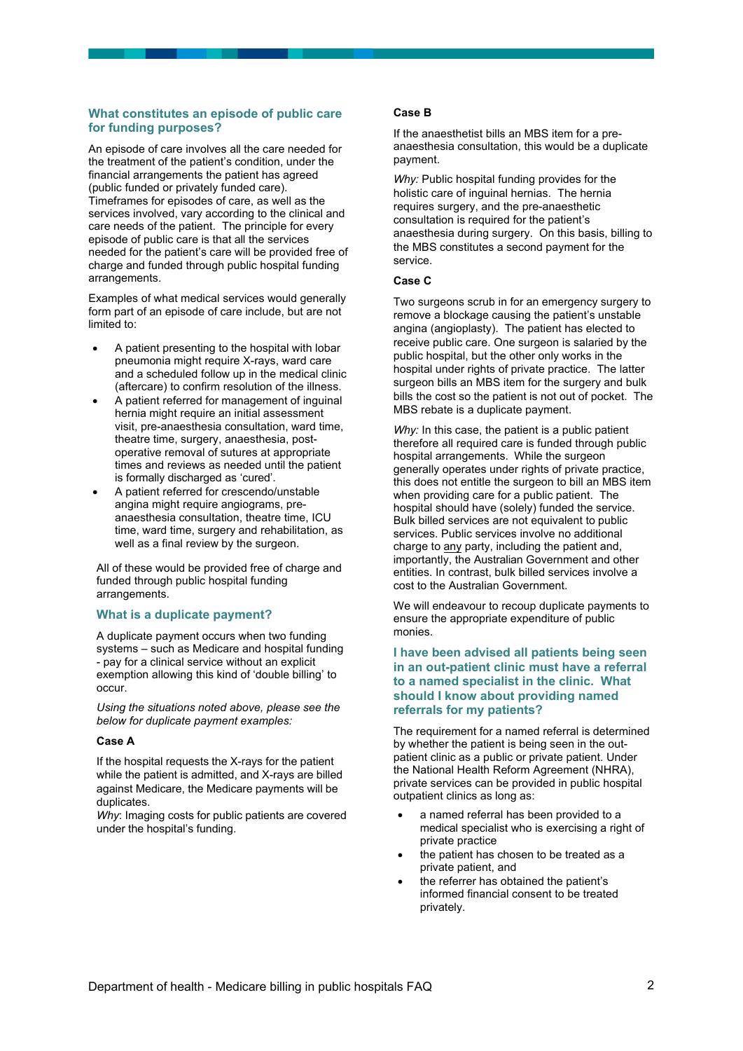## What constitutes an episode of public care for funding purposes?

An episode of care involves all the care needed for the treatment of the patient's condition, under the financial arrangements the patient has agreed (public funded or privately funded care). Timeframes for episodes of care, as well as the services involved, vary according to the clinical and care needs of the patient. The principle for every episode of public care is that all the services needed for the patient's care will be provided free of charge and funded through public hospital funding arrangements.

Examples of what medical services would generally form part of an episode of care include, but are not limited to:

- A patient presenting to the hospital with lobar pneumonia might require X-rays, ward care and a scheduled follow up in the medical clinic (aftercare) to confirm resolution of the illness.
- A patient referred for management of inguinal hernia might require an initial assessment visit, pre-anaesthesia consultation, ward time, theatre time, surgery, anaesthesia, post-operative removal of sutures at appropriate times and reviews as needed until the patient is formally discharged as 'cured'.
- A patient referred for crescendo/unstable angina might require angiograms, pre-anaesthesia consultation, theatre time, ICU time, ward time, surgery and rehabilitation, as well as a final review by the surgeon.

All of these would be provided free of charge and funded through public hospital funding arrangements.

## What is a duplicate payment?

A duplicate payment occurs when two funding systems – such as Medicare and hospital funding - pay for a clinical service without an explicit exemption allowing this kind of 'double billing' to occur.

*Using the situations noted above, please see the below for duplicate payment examples:*

**Case A**

If the hospital requests the X-rays for the patient while the patient is admitted, and X-rays are billed against Medicare, the Medicare payments will be duplicates.
*Why*: Imaging costs for public patients are covered under the hospital's funding.

**Case B**

If the anaesthetist bills an MBS item for a pre-anaesthesia consultation, this would be a duplicate payment.

*Why:* Public hospital funding provides for the holistic care of inguinal hernias. The hernia requires surgery, and the pre-anaesthetic consultation is required for the patient's anaesthesia during surgery. On this basis, billing to the MBS constitutes a second payment for the service.

**Case C**

Two surgeons scrub in for an emergency surgery to remove a blockage causing the patient's unstable angina (angioplasty). The patient has elected to receive public care. One surgeon is salaried by the public hospital, but the other only works in the hospital under rights of private practice. The latter surgeon bills an MBS item for the surgery and bulk bills the cost so the patient is not out of pocket. The MBS rebate is a duplicate payment.

*Why:* In this case, the patient is a public patient therefore all required care is funded through public hospital arrangements. While the surgeon generally operates under rights of private practice, this does not entitle the surgeon to bill an MBS item when providing care for a public patient. The hospital should have (solely) funded the service. Bulk billed services are not equivalent to public services. Public services involve no additional charge to any party, including the patient and, importantly, the Australian Government and other entities. In contrast, bulk billed services involve a cost to the Australian Government.

We will endeavour to recoup duplicate payments to ensure the appropriate expenditure of public monies.

## I have been advised all patients being seen in an out-patient clinic must have a referral to a named specialist in the clinic. What should I know about providing named referrals for my patients?

The requirement for a named referral is determined by whether the patient is being seen in the out-patient clinic as a public or private patient. Under the National Health Reform Agreement (NHRA), private services can be provided in public hospital outpatient clinics as long as:

- a named referral has been provided to a medical specialist who is exercising a right of private practice
- the patient has chosen to be treated as a private patient, and
- the referrer has obtained the patient's informed financial consent to be treated privately.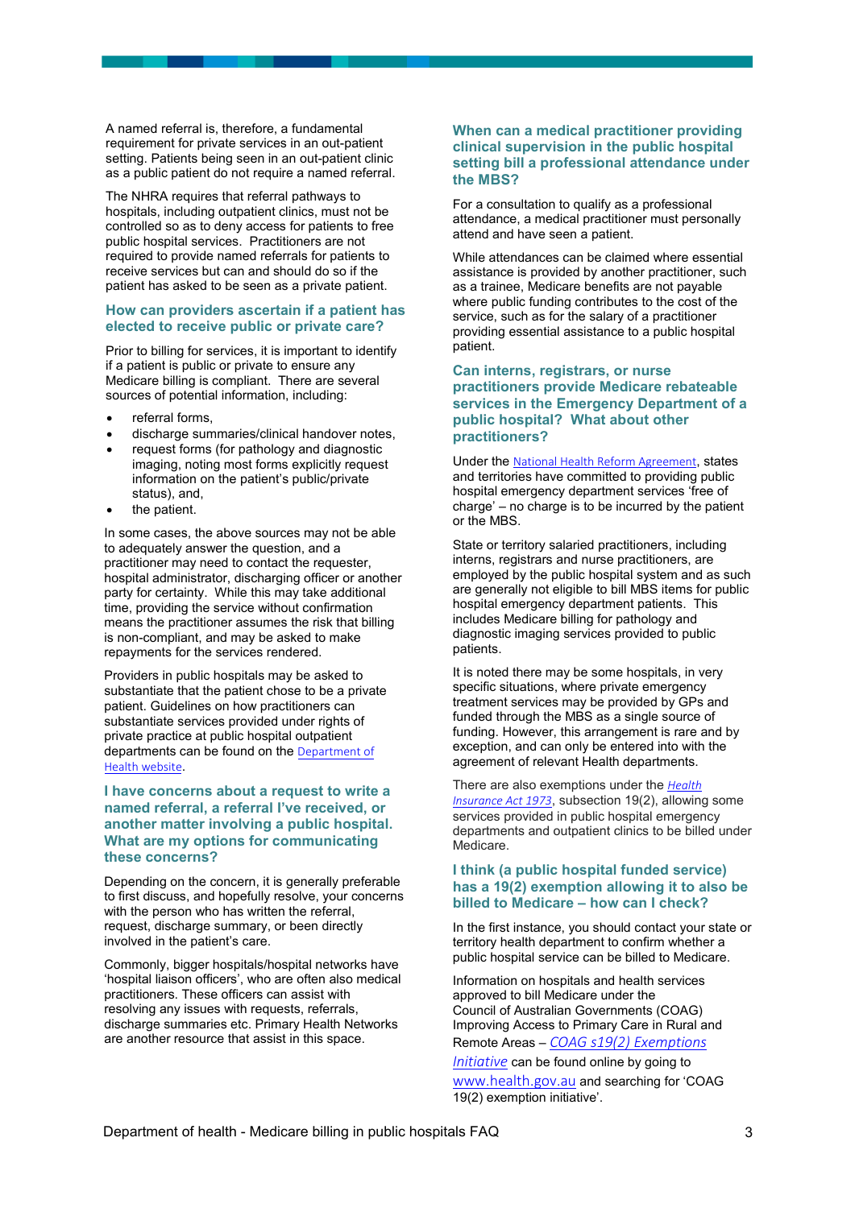A named referral is, therefore, a fundamental requirement for private services in an out-patient setting. Patients being seen in an out-patient clinic as a public patient do not require a named referral.

The NHRA requires that referral pathways to hospitals, including outpatient clinics, must not be controlled so as to deny access for patients to free public hospital services. Practitioners are not required to provide named referrals for patients to receive services but can and should do so if the patient has asked to be seen as a private patient.

### How can providers ascertain if a patient has elected to receive public or private care?

Prior to billing for services, it is important to identify if a patient is public or private to ensure any Medicare billing is compliant. There are several sources of potential information, including:

- referral forms,
- discharge summaries/clinical handover notes,
- request forms (for pathology and diagnostic imaging, noting most forms explicitly request information on the patient's public/private status), and,
- the patient.

In some cases, the above sources may not be able to adequately answer the question, and a practitioner may need to contact the requester, hospital administrator, discharging officer or another party for certainty. While this may take additional time, providing the service without confirmation means the practitioner assumes the risk that billing is non-compliant, and may be asked to make repayments for the services rendered.

Providers in public hospitals may be asked to substantiate that the patient chose to be a private patient. Guidelines on how practitioners can substantiate services provided under rights of private practice at public hospital outpatient departments can be found on the Department of Health website.

### I have concerns about a request to write a named referral, a referral I've received, or another matter involving a public hospital. What are my options for communicating these concerns?

Depending on the concern, it is generally preferable to first discuss, and hopefully resolve, your concerns with the person who has written the referral, request, discharge summary, or been directly involved in the patient's care.

Commonly, bigger hospitals/hospital networks have 'hospital liaison officers', who are often also medical practitioners. These officers can assist with resolving any issues with requests, referrals, discharge summaries etc. Primary Health Networks are another resource that assist in this space.

### When can a medical practitioner providing clinical supervision in the public hospital setting bill a professional attendance under the MBS?

For a consultation to qualify as a professional attendance, a medical practitioner must personally attend and have seen a patient.

While attendances can be claimed where essential assistance is provided by another practitioner, such as a trainee, Medicare benefits are not payable where public funding contributes to the cost of the service, such as for the salary of a practitioner providing essential assistance to a public hospital patient.

### Can interns, registrars, or nurse practitioners provide Medicare rebateable services in the Emergency Department of a public hospital? What about other practitioners?

Under the National Health Reform Agreement, states and territories have committed to providing public hospital emergency department services 'free of charge' – no charge is to be incurred by the patient or the MBS.

State or territory salaried practitioners, including interns, registrars and nurse practitioners, are employed by the public hospital system and as such are generally not eligible to bill MBS items for public hospital emergency department patients. This includes Medicare billing for pathology and diagnostic imaging services provided to public patients.

It is noted there may be some hospitals, in very specific situations, where private emergency treatment services may be provided by GPs and funded through the MBS as a single source of funding. However, this arrangement is rare and by exception, and can only be entered into with the agreement of relevant Health departments.

There are also exemptions under the *Health Insurance Act 1973*, subsection 19(2), allowing some services provided in public hospital emergency departments and outpatient clinics to be billed under Medicare.

### I think (a public hospital funded service) has a 19(2) exemption allowing it to also be billed to Medicare – how can I check?

In the first instance, you should contact your state or territory health department to confirm whether a public hospital service can be billed to Medicare.

Information on hospitals and health services approved to bill Medicare under the Council of Australian Governments (COAG) Improving Access to Primary Care in Rural and Remote Areas – *COAG s19(2) Exemptions Initiative* can be found online by going to www.health.gov.au and searching for 'COAG 19(2) exemption initiative'.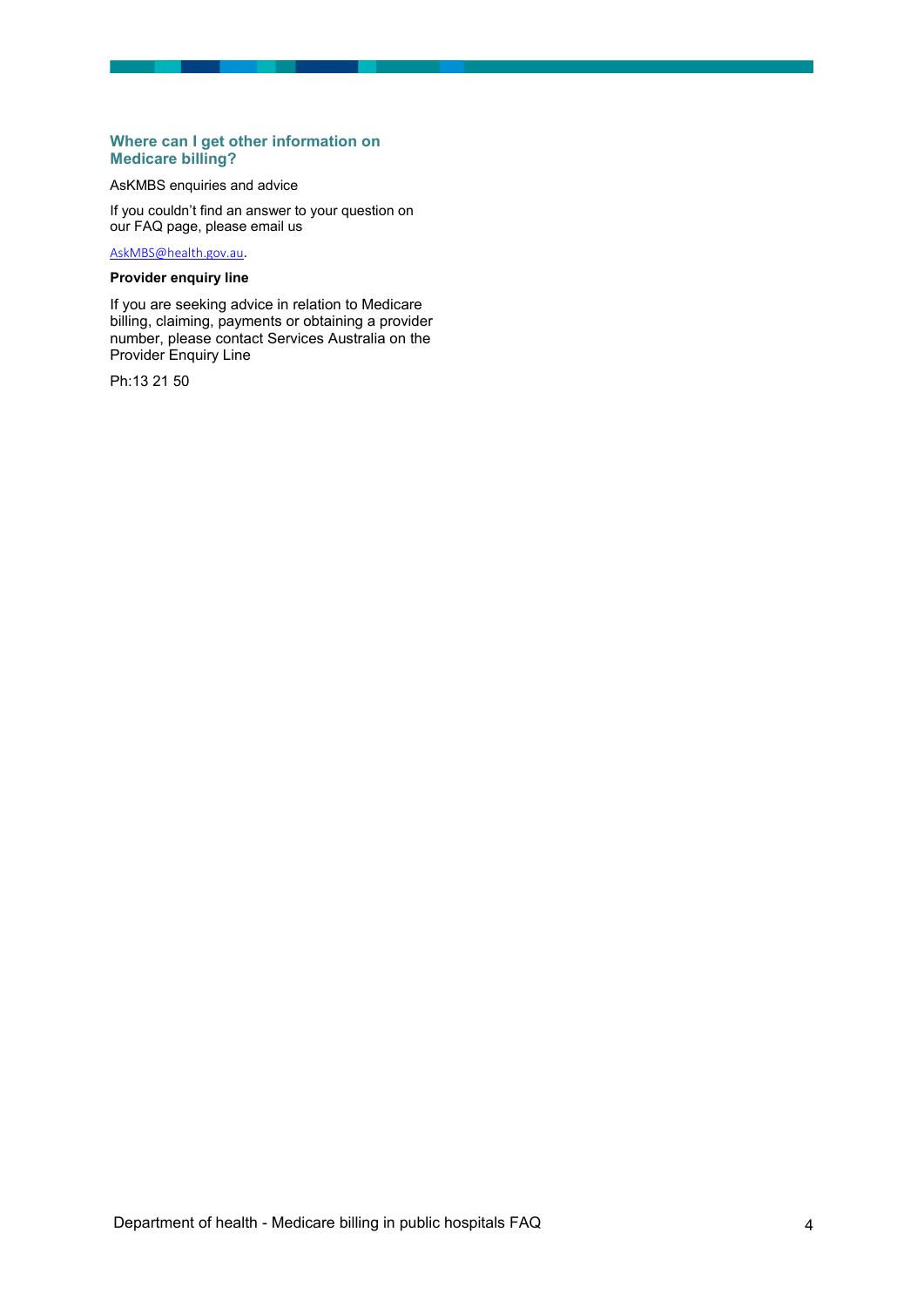## Where can I get other information on Medicare billing?

AsKMBS enquiries and advice

If you couldn't find an answer to your question on our FAQ page, please email us

AskMBS@health.gov.au.

**Provider enquiry line**

If you are seeking advice in relation to Medicare billing, claiming, payments or obtaining a provider number, please contact Services Australia on the Provider Enquiry Line

Ph:13 21 50